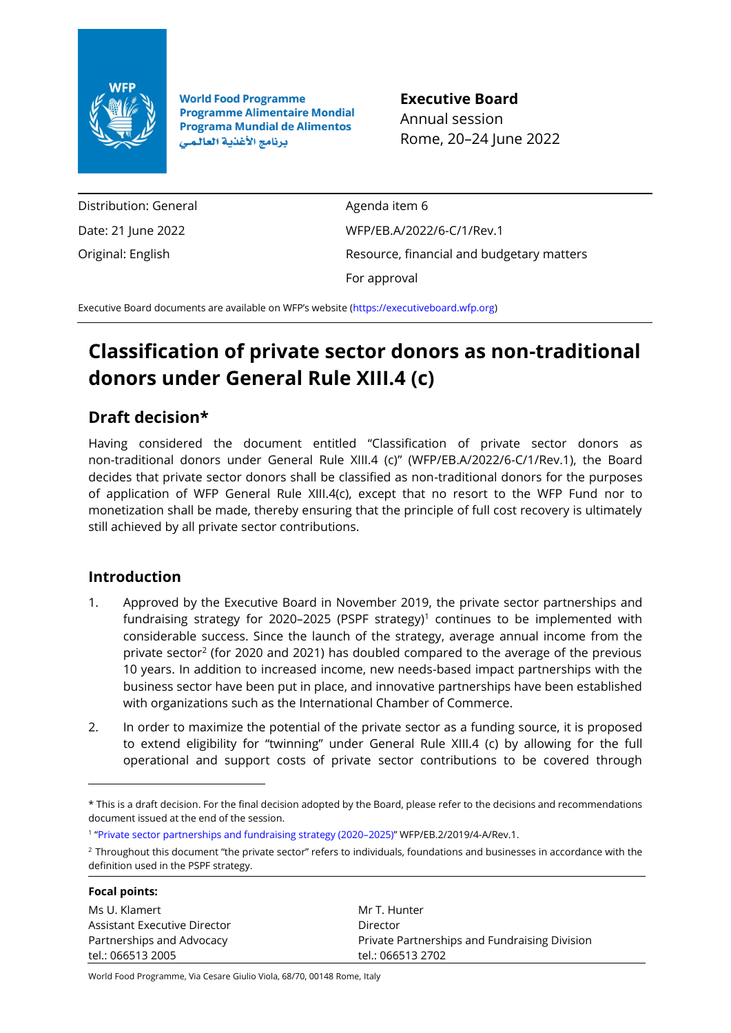World Food Programme
Programme Alimentaire Mondial
Programa Mundial de Alimentos
برنامج الأغذية العالمي

**Executive Board**
Annual session
Rome, 20–24 June 2022

| | |
|---|---|
| Distribution: General | Agenda item 6 |
| Date: 21 June 2022 | WFP/EB.A/2022/6-C/1/Rev.1 |
| Original: English | Resource, financial and budgetary matters |
| | For approval |

Executive Board documents are available on WFP's website (https://executiveboard.wfp.org)

# Classification of private sector donors as non-traditional donors under General Rule XIII.4 (c)

## Draft decision*

Having considered the document entitled "Classification of private sector donors as non-traditional donors under General Rule XIII.4 (c)" (WFP/EB.A/2022/6-C/1/Rev.1), the Board decides that private sector donors shall be classified as non-traditional donors for the purposes of application of WFP General Rule XIII.4(c), except that no resort to the WFP Fund nor to monetization shall be made, thereby ensuring that the principle of full cost recovery is ultimately still achieved by all private sector contributions.

## Introduction

1. Approved by the Executive Board in November 2019, the private sector partnerships and fundraising strategy for 2020–2025 (PSPF strategy)[1] continues to be implemented with considerable success. Since the launch of the strategy, average annual income from the private sector[2] (for 2020 and 2021) has doubled compared to the average of the previous 10 years. In addition to increased income, new needs-based impact partnerships with the business sector have been put in place, and innovative partnerships have been established with organizations such as the International Chamber of Commerce.

2. In order to maximize the potential of the private sector as a funding source, it is proposed to extend eligibility for "twinning" under General Rule XIII.4 (c) by allowing for the full operational and support costs of private sector contributions to be covered through

---

\* This is a draft decision. For the final decision adopted by the Board, please refer to the decisions and recommendations document issued at the end of the session.

[1] "Private sector partnerships and fundraising strategy (2020–2025)" WFP/EB.2/2019/4-A/Rev.1.

[2] Throughout this document "the private sector" refers to individuals, foundations and businesses in accordance with the definition used in the PSPF strategy.

**Focal points:**

| | |
|---|---|
| Ms U. Klamert | Mr T. Hunter |
| Assistant Executive Director | Director |
| Partnerships and Advocacy | Private Partnerships and Fundraising Division |
| tel.: 066513 2005 | tel.: 066513 2702 |

World Food Programme, Via Cesare Giulio Viola, 68/70, 00148 Rome, Italy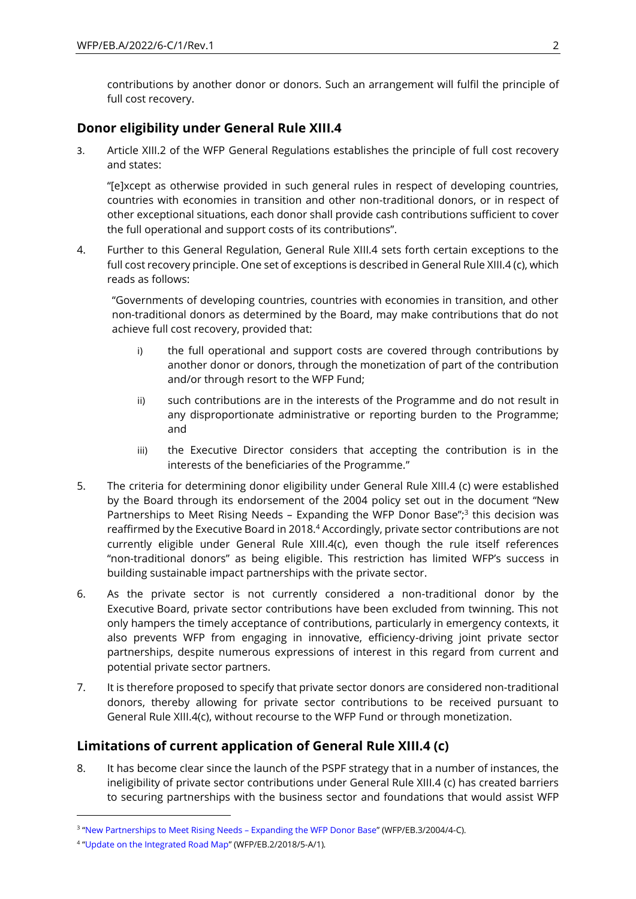contributions by another donor or donors. Such an arrangement will fulfil the principle of full cost recovery.

## Donor eligibility under General Rule XIII.4

3. Article XIII.2 of the WFP General Regulations establishes the principle of full cost recovery and states:

   "[e]xcept as otherwise provided in such general rules in respect of developing countries, countries with economies in transition and other non-traditional donors, or in respect of other exceptional situations, each donor shall provide cash contributions sufficient to cover the full operational and support costs of its contributions".

4. Further to this General Regulation, General Rule XIII.4 sets forth certain exceptions to the full cost recovery principle. One set of exceptions is described in General Rule XIII.4 (c), which reads as follows:

   "Governments of developing countries, countries with economies in transition, and other non-traditional donors as determined by the Board, may make contributions that do not achieve full cost recovery, provided that:

   i) the full operational and support costs are covered through contributions by another donor or donors, through the monetization of part of the contribution and/or through resort to the WFP Fund;

   ii) such contributions are in the interests of the Programme and do not result in any disproportionate administrative or reporting burden to the Programme; and

   iii) the Executive Director considers that accepting the contribution is in the interests of the beneficiaries of the Programme."

5. The criteria for determining donor eligibility under General Rule XIII.4 (c) were established by the Board through its endorsement of the 2004 policy set out in the document "New Partnerships to Meet Rising Needs – Expanding the WFP Donor Base";[3] this decision was reaffirmed by the Executive Board in 2018.[4] Accordingly, private sector contributions are not currently eligible under General Rule XIII.4(c), even though the rule itself references "non-traditional donors" as being eligible. This restriction has limited WFP's success in building sustainable impact partnerships with the private sector.

6. As the private sector is not currently considered a non-traditional donor by the Executive Board, private sector contributions have been excluded from twinning. This not only hampers the timely acceptance of contributions, particularly in emergency contexts, it also prevents WFP from engaging in innovative, efficiency-driving joint private sector partnerships, despite numerous expressions of interest in this regard from current and potential private sector partners.

7. It is therefore proposed to specify that private sector donors are considered non-traditional donors, thereby allowing for private sector contributions to be received pursuant to General Rule XIII.4(c), without recourse to the WFP Fund or through monetization.

## Limitations of current application of General Rule XIII.4 (c)

8. It has become clear since the launch of the PSPF strategy that in a number of instances, the ineligibility of private sector contributions under General Rule XIII.4 (c) has created barriers to securing partnerships with the business sector and foundations that would assist WFP

---

[3] "New Partnerships to Meet Rising Needs – Expanding the WFP Donor Base" (WFP/EB.3/2004/4-C).

[4] "Update on the Integrated Road Map" (WFP/EB.2/2018/5-A/1).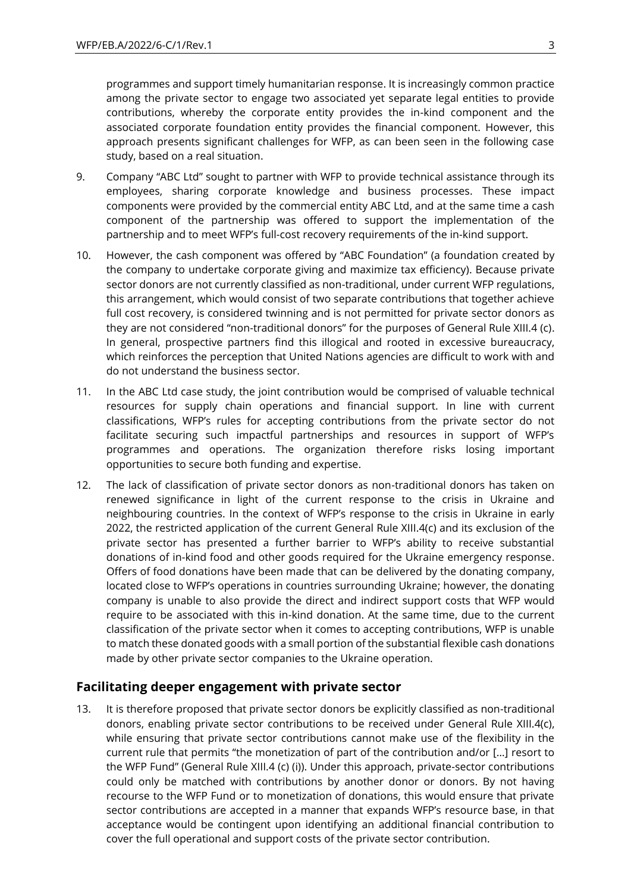programmes and support timely humanitarian response. It is increasingly common practice among the private sector to engage two associated yet separate legal entities to provide contributions, whereby the corporate entity provides the in-kind component and the associated corporate foundation entity provides the financial component. However, this approach presents significant challenges for WFP, as can been seen in the following case study, based on a real situation.

9. Company "ABC Ltd" sought to partner with WFP to provide technical assistance through its employees, sharing corporate knowledge and business processes. These impact components were provided by the commercial entity ABC Ltd, and at the same time a cash component of the partnership was offered to support the implementation of the partnership and to meet WFP's full-cost recovery requirements of the in-kind support.

10. However, the cash component was offered by "ABC Foundation" (a foundation created by the company to undertake corporate giving and maximize tax efficiency). Because private sector donors are not currently classified as non-traditional, under current WFP regulations, this arrangement, which would consist of two separate contributions that together achieve full cost recovery, is considered twinning and is not permitted for private sector donors as they are not considered "non-traditional donors" for the purposes of General Rule XIII.4 (c). In general, prospective partners find this illogical and rooted in excessive bureaucracy, which reinforces the perception that United Nations agencies are difficult to work with and do not understand the business sector.

11. In the ABC Ltd case study, the joint contribution would be comprised of valuable technical resources for supply chain operations and financial support. In line with current classifications, WFP's rules for accepting contributions from the private sector do not facilitate securing such impactful partnerships and resources in support of WFP's programmes and operations. The organization therefore risks losing important opportunities to secure both funding and expertise.

12. The lack of classification of private sector donors as non-traditional donors has taken on renewed significance in light of the current response to the crisis in Ukraine and neighbouring countries. In the context of WFP's response to the crisis in Ukraine in early 2022, the restricted application of the current General Rule XIII.4(c) and its exclusion of the private sector has presented a further barrier to WFP's ability to receive substantial donations of in-kind food and other goods required for the Ukraine emergency response. Offers of food donations have been made that can be delivered by the donating company, located close to WFP's operations in countries surrounding Ukraine; however, the donating company is unable to also provide the direct and indirect support costs that WFP would require to be associated with this in-kind donation. At the same time, due to the current classification of the private sector when it comes to accepting contributions, WFP is unable to match these donated goods with a small portion of the substantial flexible cash donations made by other private sector companies to the Ukraine operation.

## Facilitating deeper engagement with private sector

13. It is therefore proposed that private sector donors be explicitly classified as non-traditional donors, enabling private sector contributions to be received under General Rule XIII.4(c), while ensuring that private sector contributions cannot make use of the flexibility in the current rule that permits "the monetization of part of the contribution and/or […] resort to the WFP Fund" (General Rule XIII.4 (c) (i)). Under this approach, private-sector contributions could only be matched with contributions by another donor or donors. By not having recourse to the WFP Fund or to monetization of donations, this would ensure that private sector contributions are accepted in a manner that expands WFP's resource base, in that acceptance would be contingent upon identifying an additional financial contribution to cover the full operational and support costs of the private sector contribution.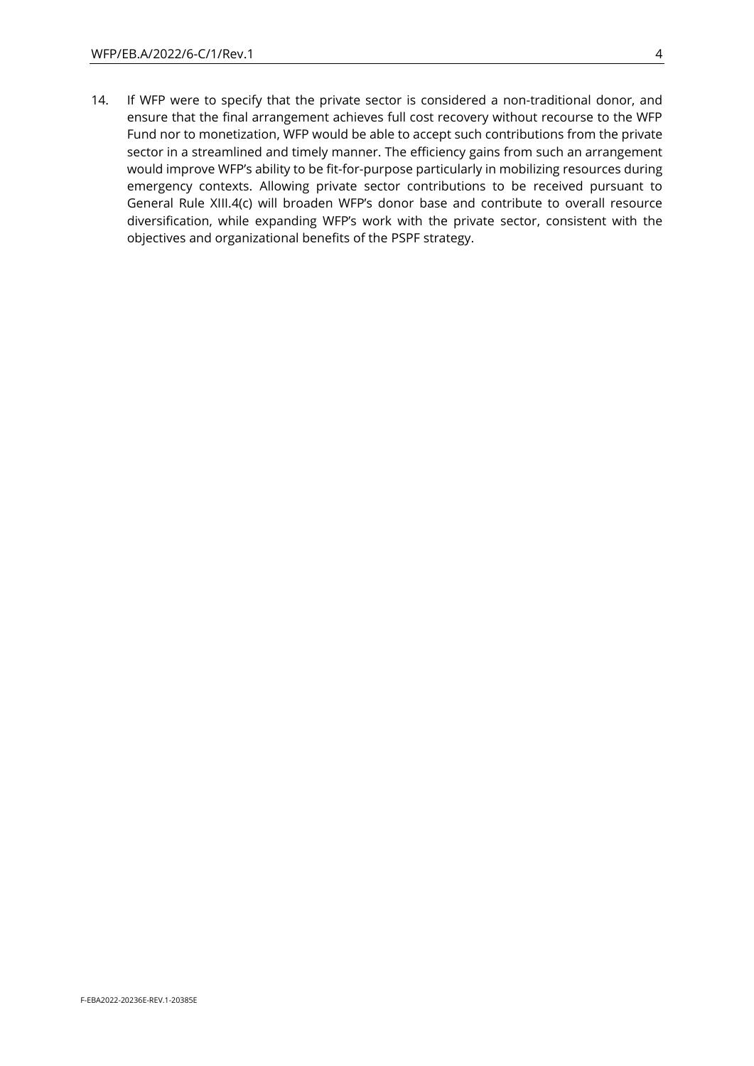14. If WFP were to specify that the private sector is considered a non-traditional donor, and ensure that the final arrangement achieves full cost recovery without recourse to the WFP Fund nor to monetization, WFP would be able to accept such contributions from the private sector in a streamlined and timely manner. The efficiency gains from such an arrangement would improve WFP's ability to be fit-for-purpose particularly in mobilizing resources during emergency contexts. Allowing private sector contributions to be received pursuant to General Rule XIII.4(c) will broaden WFP's donor base and contribute to overall resource diversification, while expanding WFP's work with the private sector, consistent with the objectives and organizational benefits of the PSPF strategy.